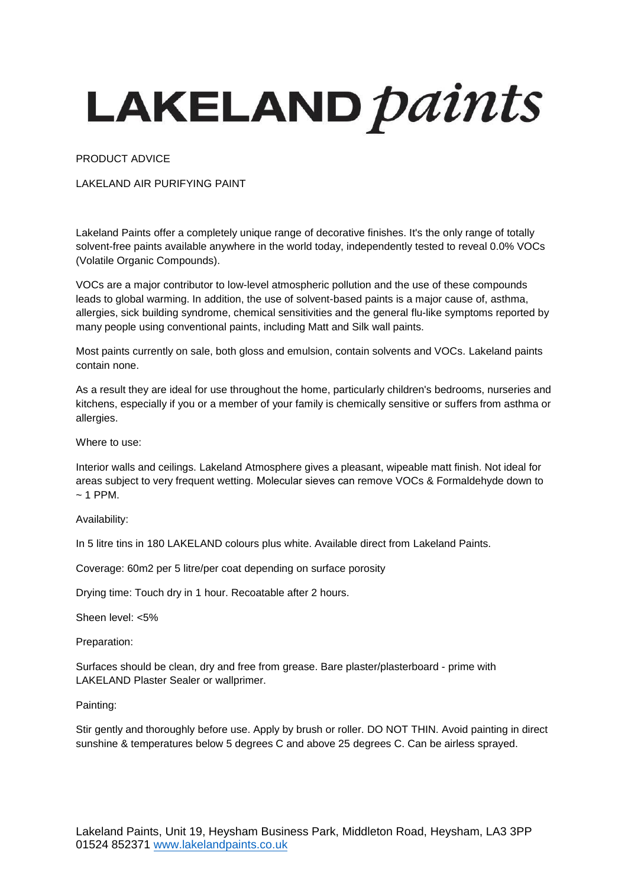# LAKELAND *paints*

PRODUCT ADVICE

LAKELAND AIR PURIFYING PAINT

Lakeland Paints offer a completely unique range of decorative finishes. It's the only range of totally solvent-free paints available anywhere in the world today, independently tested to reveal 0.0% VOCs (Volatile Organic Compounds).

VOCs are a major contributor to low-level atmospheric pollution and the use of these compounds leads to global warming. In addition, the use of solvent-based paints is a major cause of, asthma, allergies, sick building syndrome, chemical sensitivities and the general flu-like symptoms reported by many people using conventional paints, including Matt and Silk wall paints.

Most paints currently on sale, both gloss and emulsion, contain solvents and VOCs. Lakeland paints contain none.

As a result they are ideal for use throughout the home, particularly children's bedrooms, nurseries and kitchens, especially if you or a member of your family is chemically sensitive or suffers from asthma or allergies.

Where to use:

Interior walls and ceilings. Lakeland Atmosphere gives a pleasant, wipeable matt finish. Not ideal for areas subject to very frequent wetting. Molecular sieves can remove VOCs & Formaldehyde down to ~ 1 PPM.

Availability:

In 5 litre tins in 180 LAKELAND colours plus white. Available direct from Lakeland Paints.

Coverage: 60m2 per 5 litre/per coat depending on surface porosity

Drying time: Touch dry in 1 hour. Recoatable after 2 hours.

Sheen level: <5%

Preparation:

Surfaces should be clean, dry and free from grease. Bare plaster/plasterboard - prime with LAKELAND Plaster Sealer or wallprimer.

Painting:

Stir gently and thoroughly before use. Apply by brush or roller. DO NOT THIN. Avoid painting in direct sunshine & temperatures below 5 degrees C and above 25 degrees C. Can be airless sprayed.

Lakeland Paints, Unit 19, Heysham Business Park, Middleton Road, Heysham, LA3 3PP
01524 852371 [www.lakelandpaints.co.uk](http://www.lakelandpaints.co.uk)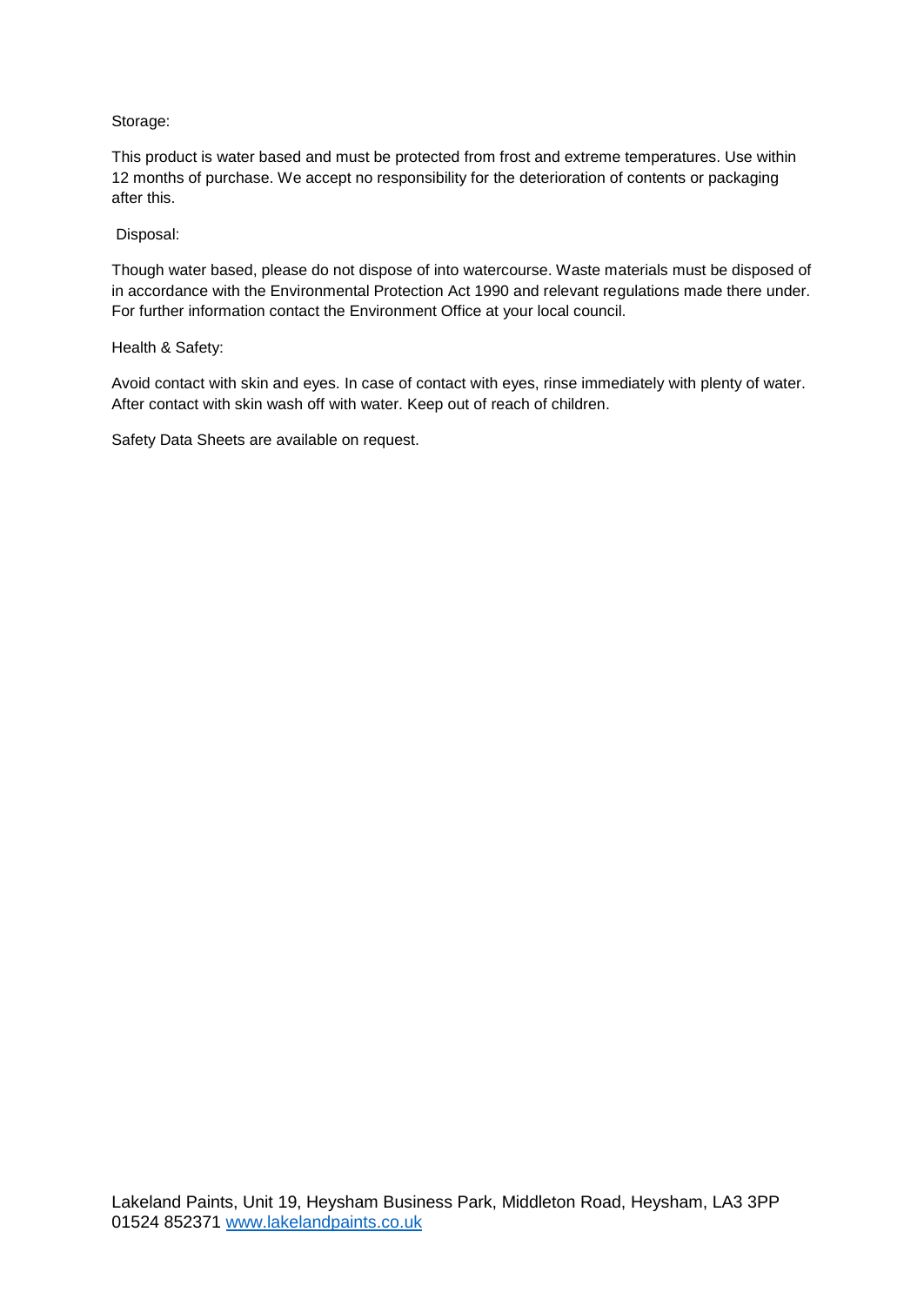Storage:

This product is water based and must be protected from frost and extreme temperatures. Use within 12 months of purchase. We accept no responsibility for the deterioration of contents or packaging after this.

Disposal:

Though water based, please do not dispose of into watercourse. Waste materials must be disposed of in accordance with the Environmental Protection Act 1990 and relevant regulations made there under. For further information contact the Environment Office at your local council.

Health & Safety:

Avoid contact with skin and eyes. In case of contact with eyes, rinse immediately with plenty of water. After contact with skin wash off with water. Keep out of reach of children.

Safety Data Sheets are available on request.

Lakeland Paints, Unit 19, Heysham Business Park, Middleton Road, Heysham, LA3 3PP
01524 852371 [www.lakelandpaints.co.uk](http://www.lakelandpaints.co.uk)